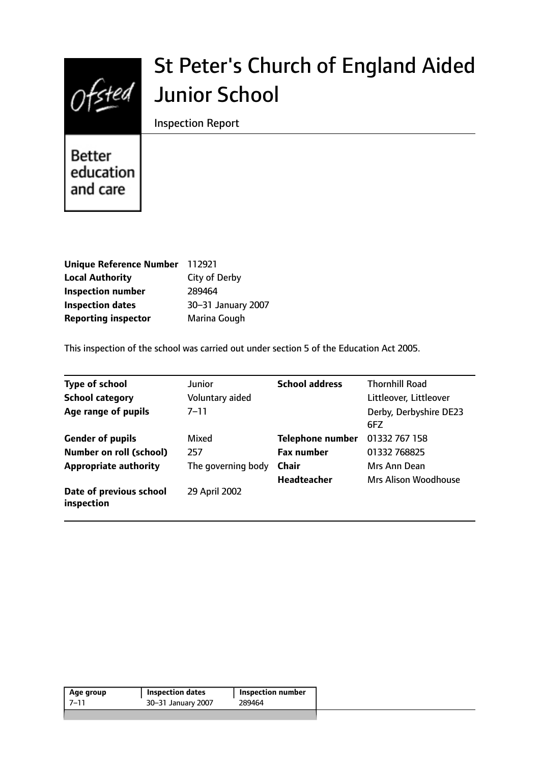# St Peter's Church of England Aided Junior School

Inspection Report

Better education and care

| | |
|---|---|
| **Unique Reference Number** | 112921 |
| **Local Authority** | City of Derby |
| **Inspection number** | 289464 |
| **Inspection dates** | 30–31 January 2007 |
| **Reporting inspector** | Marina Gough |

This inspection of the school was carried out under section 5 of the Education Act 2005.

| | | | |
|---|---|---|---|
| **Type of school** | Junior | **School address** | Thornhill Road |
| **School category** | Voluntary aided | | Littleover, Littleover |
| **Age range of pupils** | 7–11 | | Derby, Derbyshire DE23 6FZ |
| **Gender of pupils** | Mixed | **Telephone number** | 01332 767 158 |
| **Number on roll (school)** | 257 | **Fax number** | 01332 768825 |
| **Appropriate authority** | The governing body | **Chair** | Mrs Ann Dean |
| | | **Headteacher** | Mrs Alison Woodhouse |
| **Date of previous school inspection** | 29 April 2002 | | |

| Age group | Inspection dates | Inspection number |
|---|---|---|
| 7–11 | 30–31 January 2007 | 289464 |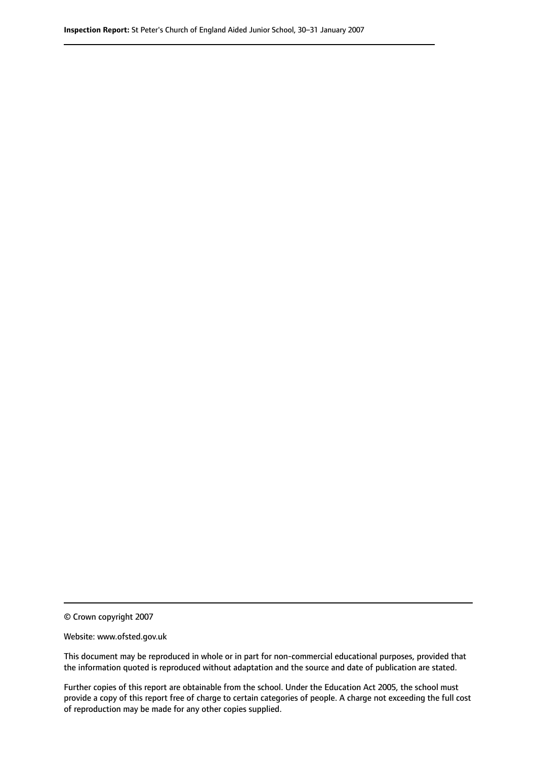© Crown copyright 2007

Website: www.ofsted.gov.uk

This document may be reproduced in whole or in part for non-commercial educational purposes, provided that the information quoted is reproduced without adaptation and the source and date of publication are stated.

Further copies of this report are obtainable from the school. Under the Education Act 2005, the school must provide a copy of this report free of charge to certain categories of people. A charge not exceeding the full cost of reproduction may be made for any other copies supplied.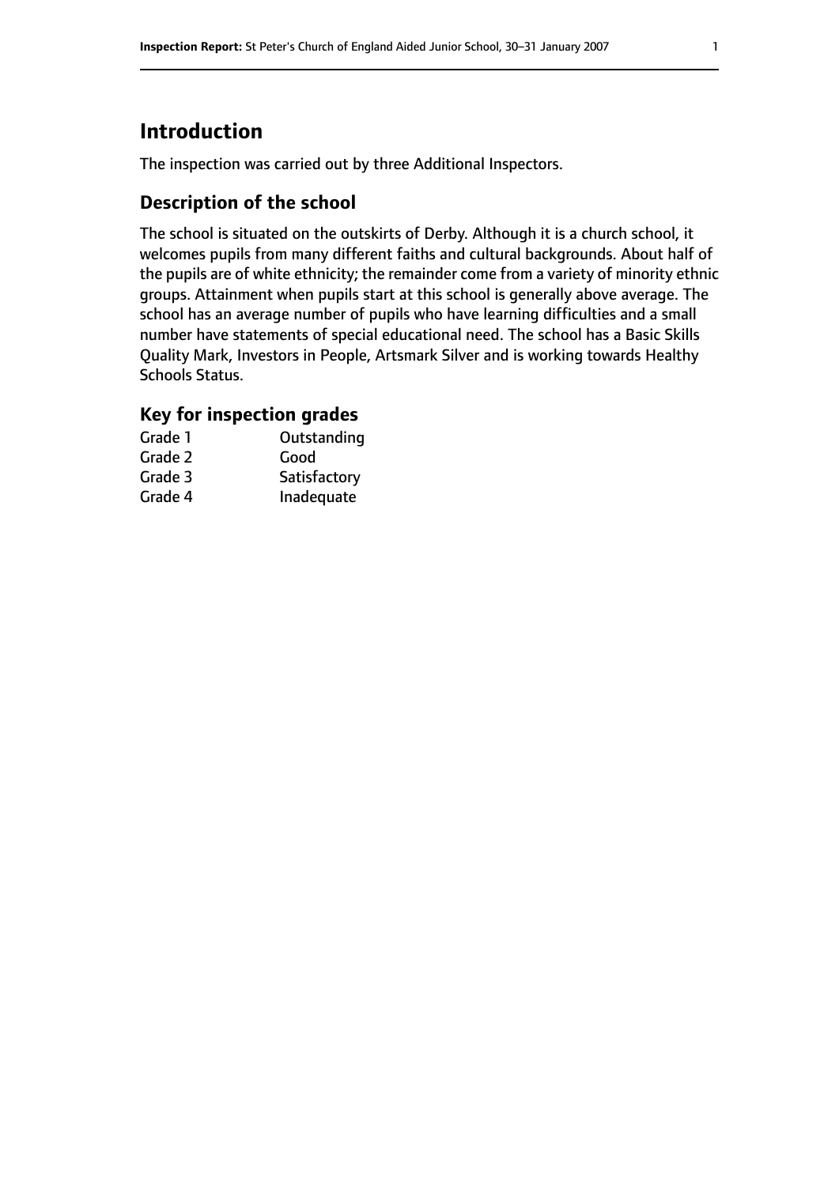## Introduction

The inspection was carried out by three Additional Inspectors.

### Description of the school

The school is situated on the outskirts of Derby. Although it is a church school, it welcomes pupils from many different faiths and cultural backgrounds. About half of the pupils are of white ethnicity; the remainder come from a variety of minority ethnic groups. Attainment when pupils start at this school is generally above average. The school has an average number of pupils who have learning difficulties and a small number have statements of special educational need. The school has a Basic Skills Quality Mark, Investors in People, Artsmark Silver and is working towards Healthy Schools Status.

### Key for inspection grades

| | |
|---|---|
| Grade 1 | Outstanding |
| Grade 2 | Good |
| Grade 3 | Satisfactory |
| Grade 4 | Inadequate |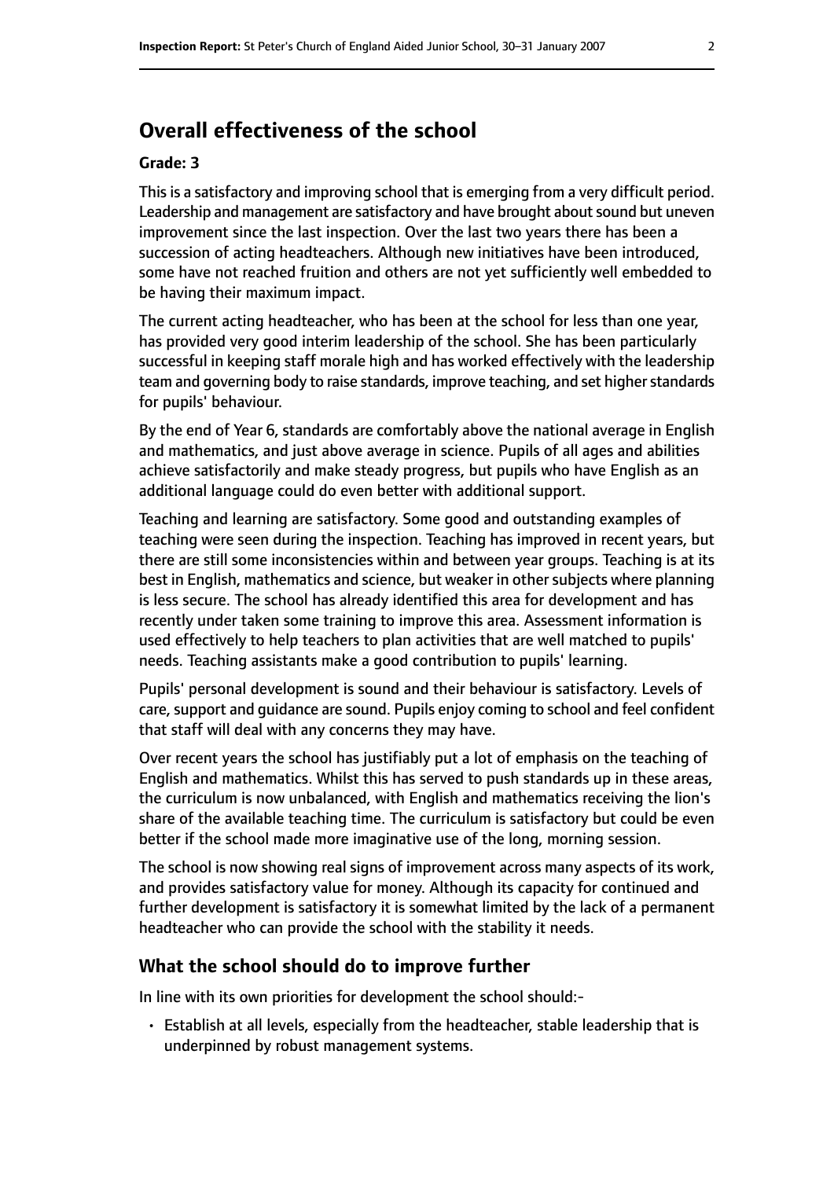## Overall effectiveness of the school

#### Grade: 3

This is a satisfactory and improving school that is emerging from a very difficult period. Leadership and management are satisfactory and have brought about sound but uneven improvement since the last inspection. Over the last two years there has been a succession of acting headteachers. Although new initiatives have been introduced, some have not reached fruition and others are not yet sufficiently well embedded to be having their maximum impact.

The current acting headteacher, who has been at the school for less than one year, has provided very good interim leadership of the school. She has been particularly successful in keeping staff morale high and has worked effectively with the leadership team and governing body to raise standards, improve teaching, and set higher standards for pupils' behaviour.

By the end of Year 6, standards are comfortably above the national average in English and mathematics, and just above average in science. Pupils of all ages and abilities achieve satisfactorily and make steady progress, but pupils who have English as an additional language could do even better with additional support.

Teaching and learning are satisfactory. Some good and outstanding examples of teaching were seen during the inspection. Teaching has improved in recent years, but there are still some inconsistencies within and between year groups. Teaching is at its best in English, mathematics and science, but weaker in other subjects where planning is less secure. The school has already identified this area for development and has recently under taken some training to improve this area. Assessment information is used effectively to help teachers to plan activities that are well matched to pupils' needs. Teaching assistants make a good contribution to pupils' learning.

Pupils' personal development is sound and their behaviour is satisfactory. Levels of care, support and guidance are sound. Pupils enjoy coming to school and feel confident that staff will deal with any concerns they may have.

Over recent years the school has justifiably put a lot of emphasis on the teaching of English and mathematics. Whilst this has served to push standards up in these areas, the curriculum is now unbalanced, with English and mathematics receiving the lion's share of the available teaching time. The curriculum is satisfactory but could be even better if the school made more imaginative use of the long, morning session.

The school is now showing real signs of improvement across many aspects of its work, and provides satisfactory value for money. Although its capacity for continued and further development is satisfactory it is somewhat limited by the lack of a permanent headteacher who can provide the school with the stability it needs.

### What the school should do to improve further

In line with its own priorities for development the school should:-

- Establish at all levels, especially from the headteacher, stable leadership that is underpinned by robust management systems.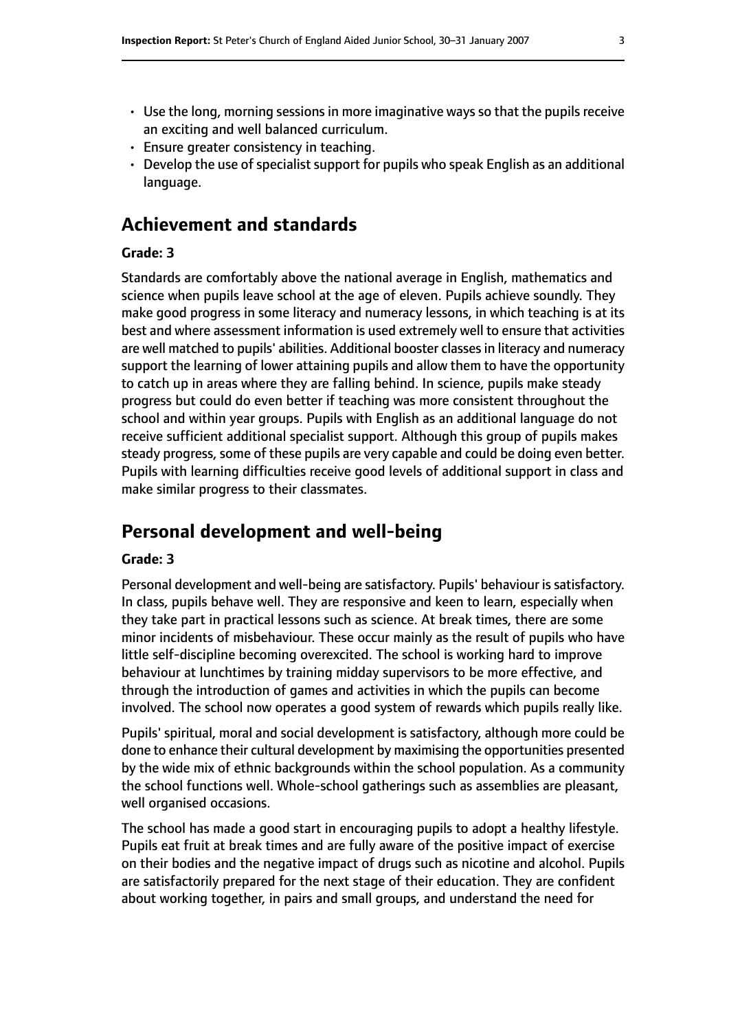- Use the long, morning sessions in more imaginative ways so that the pupils receive an exciting and well balanced curriculum.
- Ensure greater consistency in teaching.
- Develop the use of specialist support for pupils who speak English as an additional language.

## Achievement and standards

**Grade: 3**

Standards are comfortably above the national average in English, mathematics and science when pupils leave school at the age of eleven. Pupils achieve soundly. They make good progress in some literacy and numeracy lessons, in which teaching is at its best and where assessment information is used extremely well to ensure that activities are well matched to pupils' abilities. Additional booster classes in literacy and numeracy support the learning of lower attaining pupils and allow them to have the opportunity to catch up in areas where they are falling behind. In science, pupils make steady progress but could do even better if teaching was more consistent throughout the school and within year groups. Pupils with English as an additional language do not receive sufficient additional specialist support. Although this group of pupils makes steady progress, some of these pupils are very capable and could be doing even better. Pupils with learning difficulties receive good levels of additional support in class and make similar progress to their classmates.

## Personal development and well-being

**Grade: 3**

Personal development and well-being are satisfactory. Pupils' behaviour is satisfactory. In class, pupils behave well. They are responsive and keen to learn, especially when they take part in practical lessons such as science. At break times, there are some minor incidents of misbehaviour. These occur mainly as the result of pupils who have little self-discipline becoming overexcited. The school is working hard to improve behaviour at lunchtimes by training midday supervisors to be more effective, and through the introduction of games and activities in which the pupils can become involved. The school now operates a good system of rewards which pupils really like.

Pupils' spiritual, moral and social development is satisfactory, although more could be done to enhance their cultural development by maximising the opportunities presented by the wide mix of ethnic backgrounds within the school population. As a community the school functions well. Whole-school gatherings such as assemblies are pleasant, well organised occasions.

The school has made a good start in encouraging pupils to adopt a healthy lifestyle. Pupils eat fruit at break times and are fully aware of the positive impact of exercise on their bodies and the negative impact of drugs such as nicotine and alcohol. Pupils are satisfactorily prepared for the next stage of their education. They are confident about working together, in pairs and small groups, and understand the need for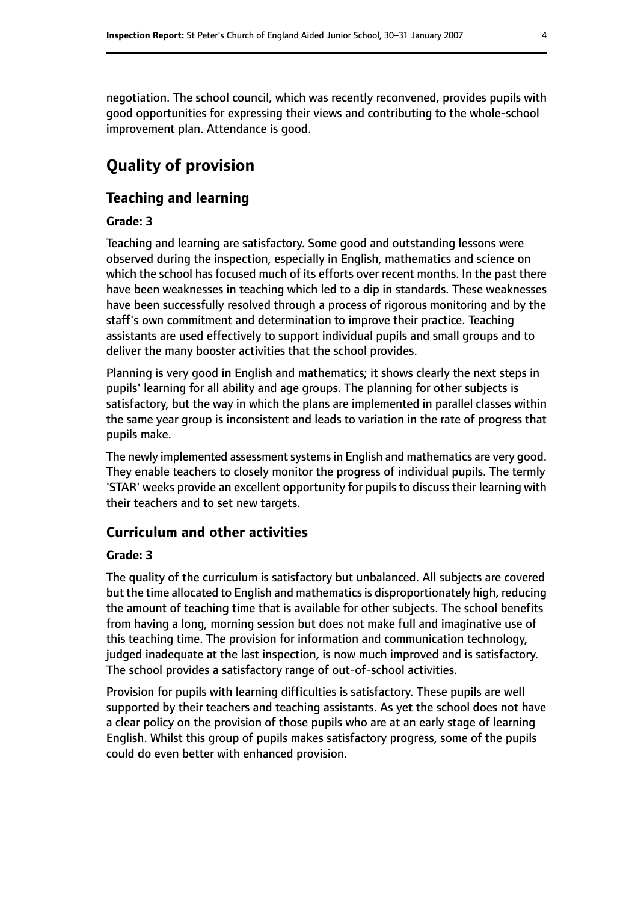negotiation. The school council, which was recently reconvened, provides pupils with good opportunities for expressing their views and contributing to the whole-school improvement plan. Attendance is good.

# Quality of provision

## Teaching and learning

#### Grade: 3

Teaching and learning are satisfactory. Some good and outstanding lessons were observed during the inspection, especially in English, mathematics and science on which the school has focused much of its efforts over recent months. In the past there have been weaknesses in teaching which led to a dip in standards. These weaknesses have been successfully resolved through a process of rigorous monitoring and by the staff's own commitment and determination to improve their practice. Teaching assistants are used effectively to support individual pupils and small groups and to deliver the many booster activities that the school provides.

Planning is very good in English and mathematics; it shows clearly the next steps in pupils' learning for all ability and age groups. The planning for other subjects is satisfactory, but the way in which the plans are implemented in parallel classes within the same year group is inconsistent and leads to variation in the rate of progress that pupils make.

The newly implemented assessment systems in English and mathematics are very good. They enable teachers to closely monitor the progress of individual pupils. The termly 'STAR' weeks provide an excellent opportunity for pupils to discuss their learning with their teachers and to set new targets.

## Curriculum and other activities

#### Grade: 3

The quality of the curriculum is satisfactory but unbalanced. All subjects are covered but the time allocated to English and mathematics is disproportionately high, reducing the amount of teaching time that is available for other subjects. The school benefits from having a long, morning session but does not make full and imaginative use of this teaching time. The provision for information and communication technology, judged inadequate at the last inspection, is now much improved and is satisfactory. The school provides a satisfactory range of out-of-school activities.

Provision for pupils with learning difficulties is satisfactory. These pupils are well supported by their teachers and teaching assistants. As yet the school does not have a clear policy on the provision of those pupils who are at an early stage of learning English. Whilst this group of pupils makes satisfactory progress, some of the pupils could do even better with enhanced provision.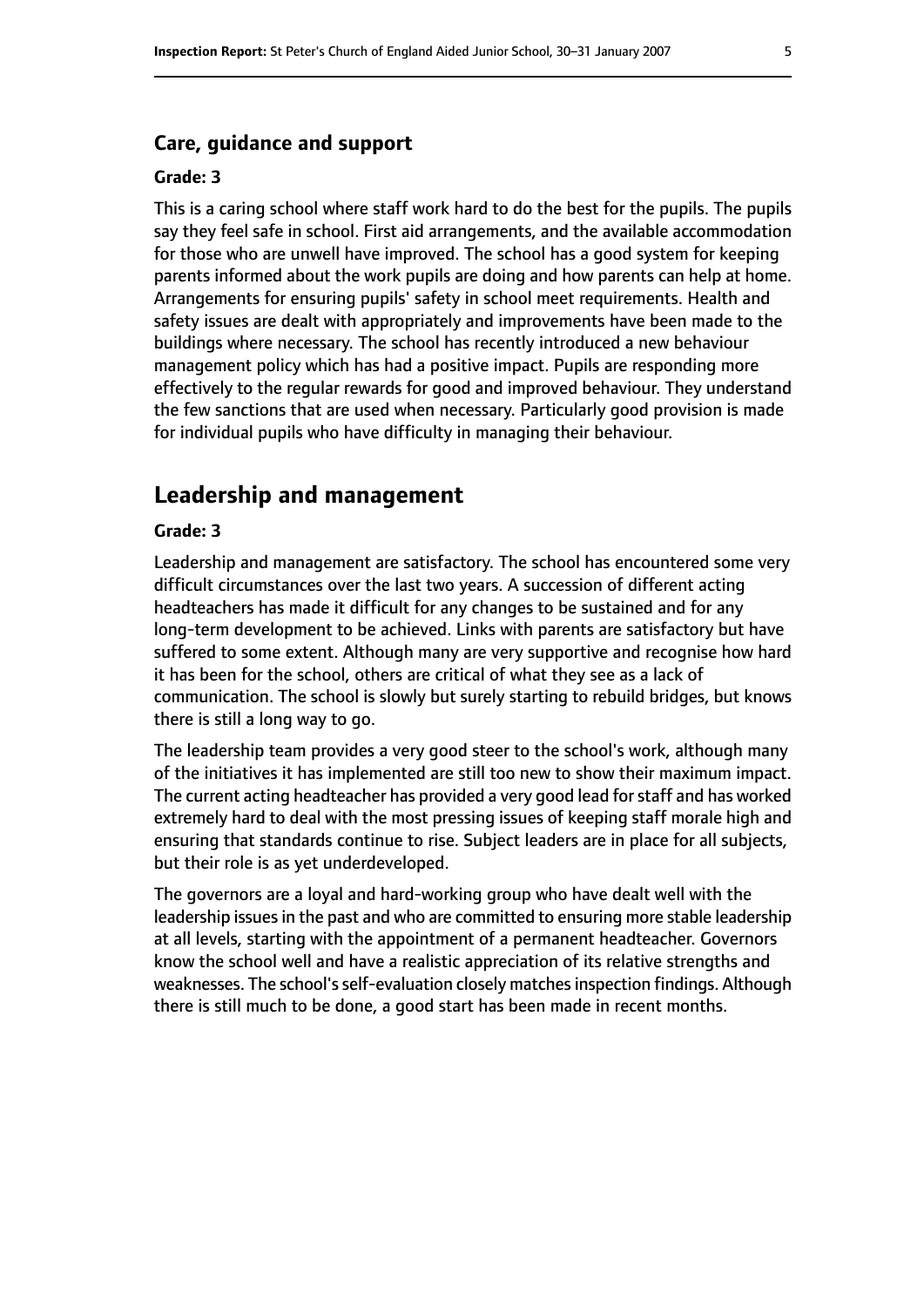### Care, guidance and support

#### Grade: 3

This is a caring school where staff work hard to do the best for the pupils. The pupils say they feel safe in school. First aid arrangements, and the available accommodation for those who are unwell have improved. The school has a good system for keeping parents informed about the work pupils are doing and how parents can help at home. Arrangements for ensuring pupils' safety in school meet requirements. Health and safety issues are dealt with appropriately and improvements have been made to the buildings where necessary. The school has recently introduced a new behaviour management policy which has had a positive impact. Pupils are responding more effectively to the regular rewards for good and improved behaviour. They understand the few sanctions that are used when necessary. Particularly good provision is made for individual pupils who have difficulty in managing their behaviour.

## Leadership and management

#### Grade: 3

Leadership and management are satisfactory. The school has encountered some very difficult circumstances over the last two years. A succession of different acting headteachers has made it difficult for any changes to be sustained and for any long-term development to be achieved. Links with parents are satisfactory but have suffered to some extent. Although many are very supportive and recognise how hard it has been for the school, others are critical of what they see as a lack of communication. The school is slowly but surely starting to rebuild bridges, but knows there is still a long way to go.

The leadership team provides a very good steer to the school's work, although many of the initiatives it has implemented are still too new to show their maximum impact. The current acting headteacher has provided a very good lead for staff and has worked extremely hard to deal with the most pressing issues of keeping staff morale high and ensuring that standards continue to rise. Subject leaders are in place for all subjects, but their role is as yet underdeveloped.

The governors are a loyal and hard-working group who have dealt well with the leadership issues in the past and who are committed to ensuring more stable leadership at all levels, starting with the appointment of a permanent headteacher. Governors know the school well and have a realistic appreciation of its relative strengths and weaknesses. The school's self-evaluation closely matches inspection findings. Although there is still much to be done, a good start has been made in recent months.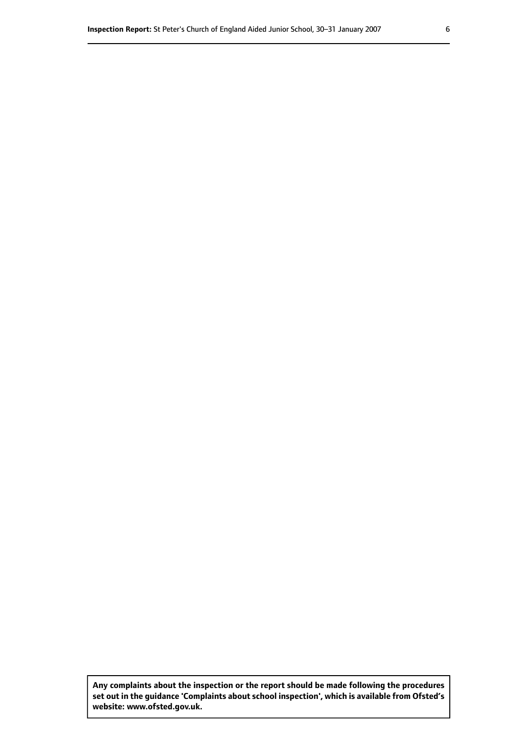**Any complaints about the inspection or the report should be made following the procedures set out in the guidance 'Complaints about school inspection', which is available from Ofsted's website: www.ofsted.gov.uk.**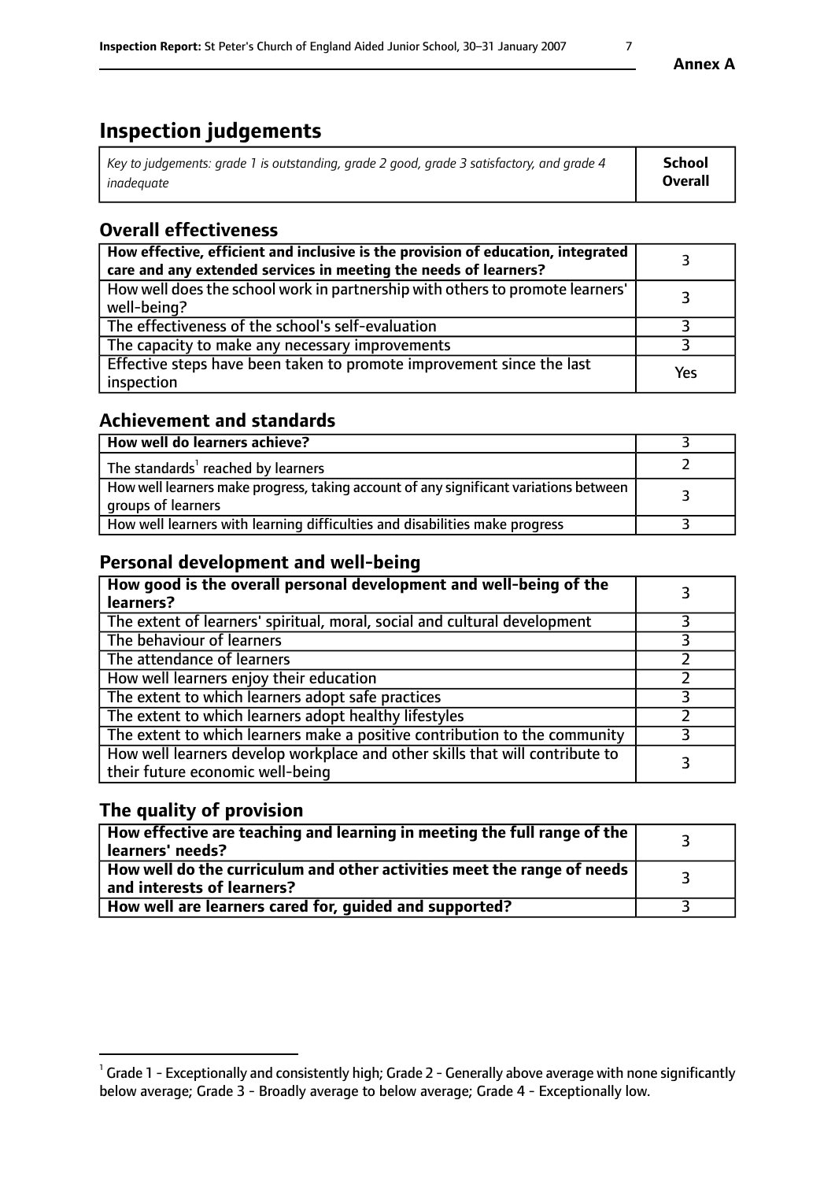**Annex A**

# Inspection judgements

| *Key to judgements: grade 1 is outstanding, grade 2 good, grade 3 satisfactory, and grade 4 inadequate* | **School Overall** |
|---|---|

## Overall effectiveness

| | |
|---|---|
| **How effective, efficient and inclusive is the provision of education, integrated care and any extended services in meeting the needs of learners?** | 3 |
| How well does the school work in partnership with others to promote learners' well-being? | 3 |
| The effectiveness of the school's self-evaluation | 3 |
| The capacity to make any necessary improvements | 3 |
| Effective steps have been taken to promote improvement since the last inspection | Yes |

## Achievement and standards

| | |
|---|---|
| **How well do learners achieve?** | 3 |
| The standards[1] reached by learners | 2 |
| How well learners make progress, taking account of any significant variations between groups of learners | 3 |
| How well learners with learning difficulties and disabilities make progress | 3 |

## Personal development and well-being

| | |
|---|---|
| **How good is the overall personal development and well-being of the learners?** | 3 |
| The extent of learners' spiritual, moral, social and cultural development | 3 |
| The behaviour of learners | 3 |
| The attendance of learners | 2 |
| How well learners enjoy their education | 2 |
| The extent to which learners adopt safe practices | 3 |
| The extent to which learners adopt healthy lifestyles | 2 |
| The extent to which learners make a positive contribution to the community | 3 |
| How well learners develop workplace and other skills that will contribute to their future economic well-being | 3 |

## The quality of provision

| | |
|---|---|
| **How effective are teaching and learning in meeting the full range of the learners' needs?** | 3 |
| **How well do the curriculum and other activities meet the range of needs and interests of learners?** | 3 |
| **How well are learners cared for, guided and supported?** | 3 |

[1] Grade 1 - Exceptionally and consistently high; Grade 2 - Generally above average with none significantly below average; Grade 3 - Broadly average to below average; Grade 4 - Exceptionally low.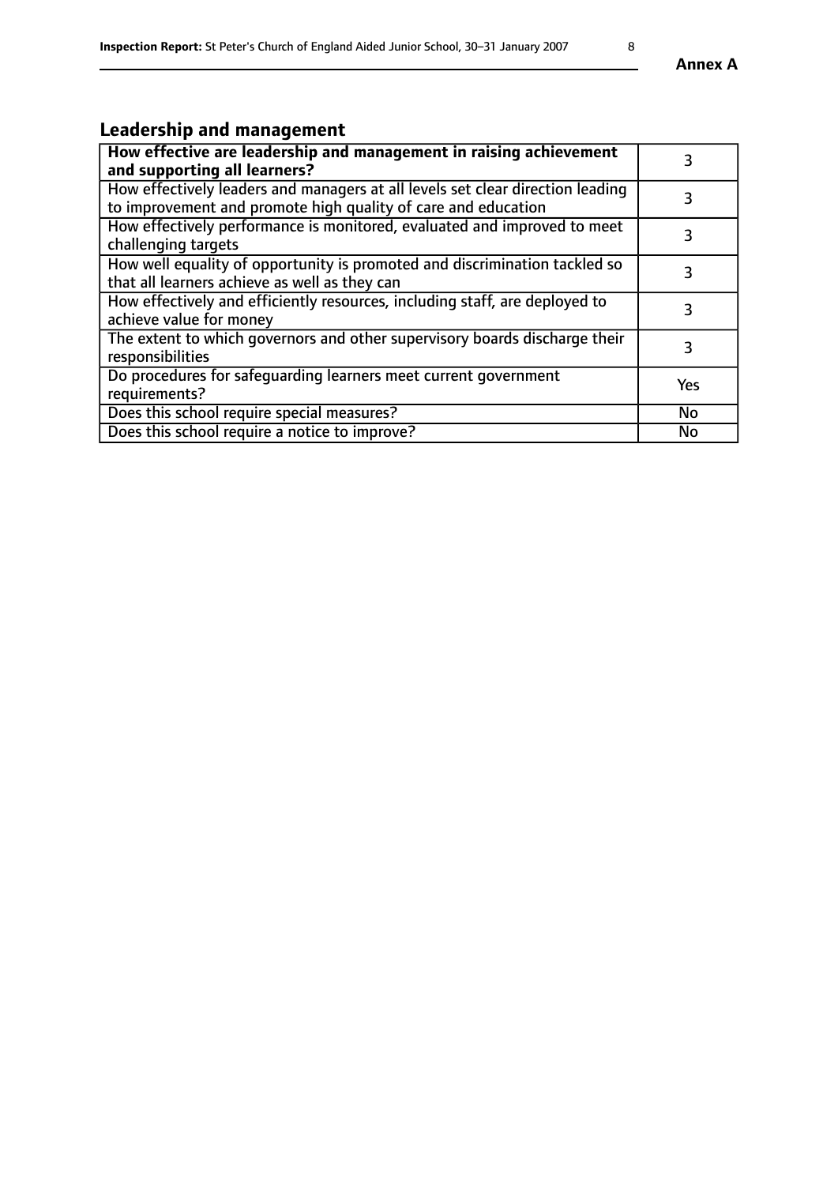## Leadership and management

| **How effective are leadership and management in raising achievement and supporting all learners?** | 3 |
|---|---|
| How effectively leaders and managers at all levels set clear direction leading to improvement and promote high quality of care and education | 3 |
| How effectively performance is monitored, evaluated and improved to meet challenging targets | 3 |
| How well equality of opportunity is promoted and discrimination tackled so that all learners achieve as well as they can | 3 |
| How effectively and efficiently resources, including staff, are deployed to achieve value for money | 3 |
| The extent to which governors and other supervisory boards discharge their responsibilities | 3 |
| Do procedures for safeguarding learners meet current government requirements? | Yes |
| Does this school require special measures? | No |
| Does this school require a notice to improve? | No |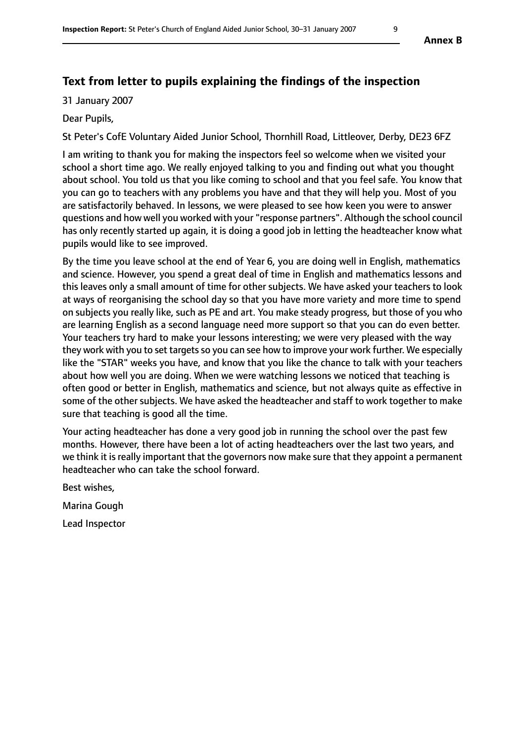**Annex B**

## Text from letter to pupils explaining the findings of the inspection

31 January 2007

Dear Pupils,

St Peter's CofE Voluntary Aided Junior School, Thornhill Road, Littleover, Derby, DE23 6FZ

I am writing to thank you for making the inspectors feel so welcome when we visited your school a short time ago. We really enjoyed talking to you and finding out what you thought about school. You told us that you like coming to school and that you feel safe. You know that you can go to teachers with any problems you have and that they will help you. Most of you are satisfactorily behaved. In lessons, we were pleased to see how keen you were to answer questions and how well you worked with your "response partners". Although the school council has only recently started up again, it is doing a good job in letting the headteacher know what pupils would like to see improved.

By the time you leave school at the end of Year 6, you are doing well in English, mathematics and science. However, you spend a great deal of time in English and mathematics lessons and this leaves only a small amount of time for other subjects. We have asked your teachers to look at ways of reorganising the school day so that you have more variety and more time to spend on subjects you really like, such as PE and art. You make steady progress, but those of you who are learning English as a second language need more support so that you can do even better. Your teachers try hard to make your lessons interesting; we were very pleased with the way they work with you to set targets so you can see how to improve your work further. We especially like the "STAR" weeks you have, and know that you like the chance to talk with your teachers about how well you are doing. When we were watching lessons we noticed that teaching is often good or better in English, mathematics and science, but not always quite as effective in some of the other subjects. We have asked the headteacher and staff to work together to make sure that teaching is good all the time.

Your acting headteacher has done a very good job in running the school over the past few months. However, there have been a lot of acting headteachers over the last two years, and we think it is really important that the governors now make sure that they appoint a permanent headteacher who can take the school forward.

Best wishes,

Marina Gough

Lead Inspector